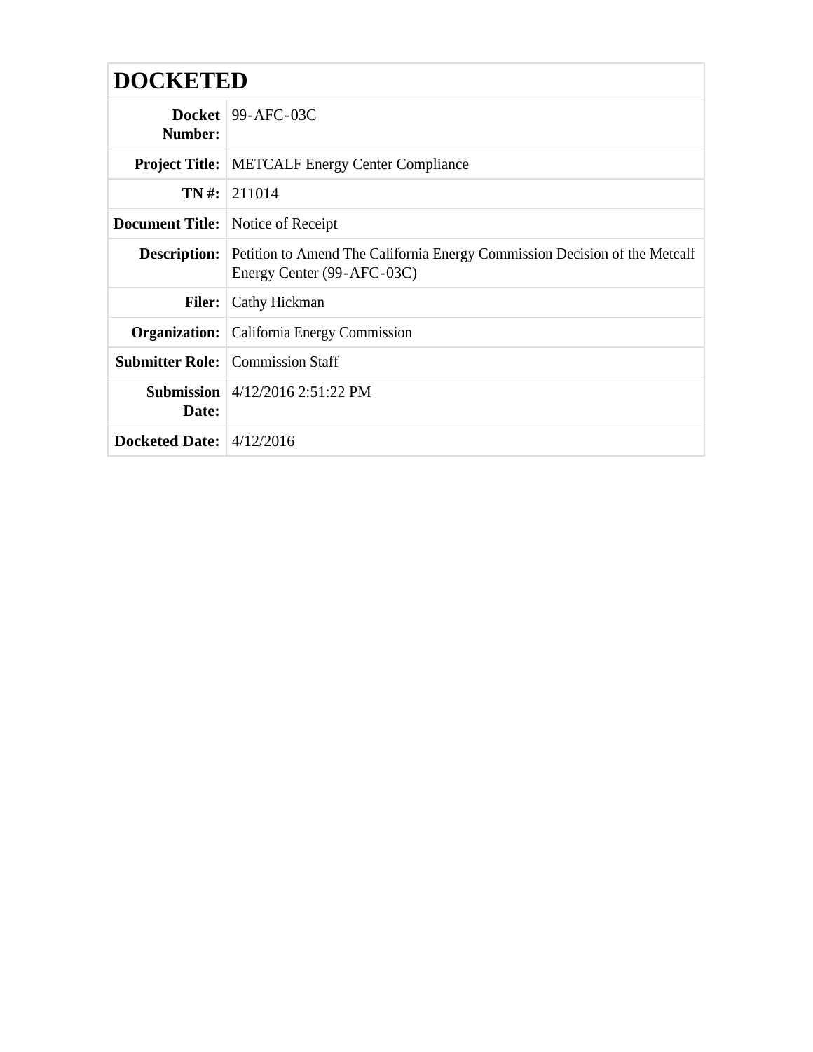# DOCKETED

| | |
|---|---|
| **Docket Number:** | 99-AFC-03C |
| **Project Title:** | METCALF Energy Center Compliance |
| **TN #:** | 211014 |
| **Document Title:** | Notice of Receipt |
| **Description:** | Petition to Amend The California Energy Commission Decision of the Metcalf Energy Center (99-AFC-03C) |
| **Filer:** | Cathy Hickman |
| **Organization:** | California Energy Commission |
| **Submitter Role:** | Commission Staff |
| **Submission Date:** | 4/12/2016 2:51:22 PM |
| **Docketed Date:** | 4/12/2016 |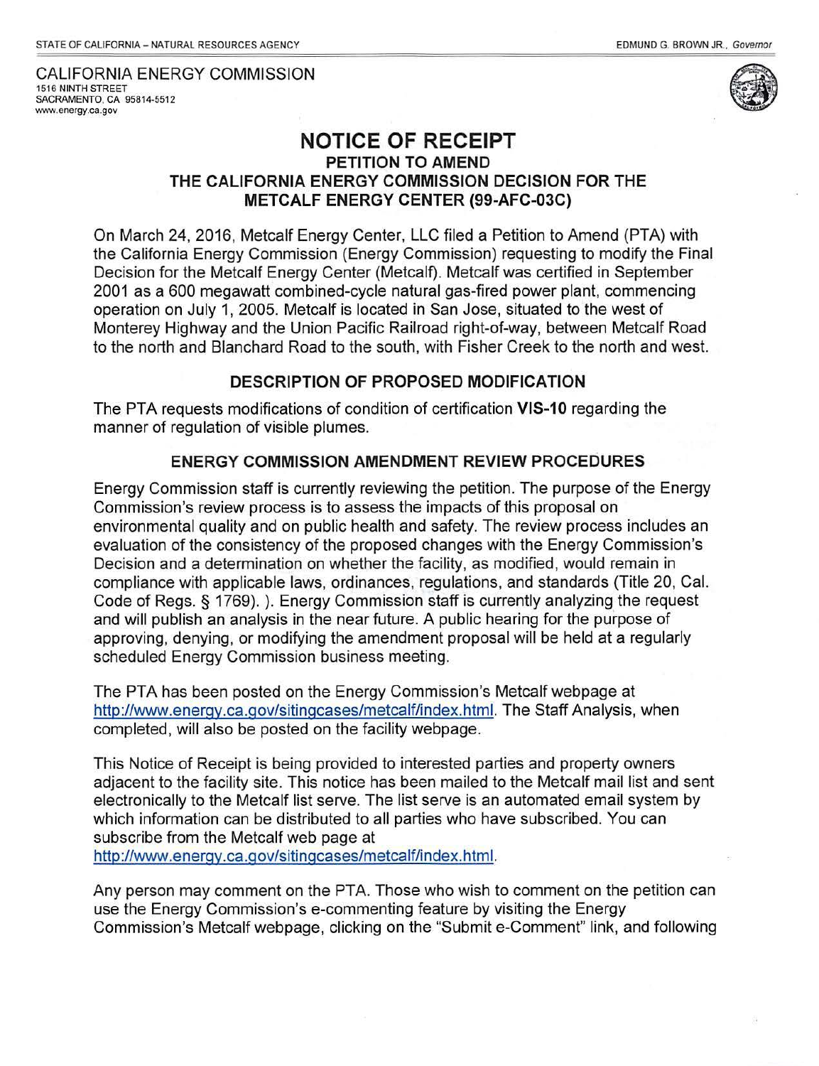STATE OF CALIFORNIA – NATURAL RESOURCES AGENCY

EDMUND G. BROWN JR., *Governor*

CALIFORNIA ENERGY COMMISSION
1516 NINTH STREET
SACRAMENTO, CA 95814-5512
www.energy.ca.gov

# NOTICE OF RECEIPT

## PETITION TO AMEND THE CALIFORNIA ENERGY COMMISSION DECISION FOR THE METCALF ENERGY CENTER (99-AFC-03C)

On March 24, 2016, Metcalf Energy Center, LLC filed a Petition to Amend (PTA) with the California Energy Commission (Energy Commission) requesting to modify the Final Decision for the Metcalf Energy Center (Metcalf). Metcalf was certified in September 2001 as a 600 megawatt combined-cycle natural gas-fired power plant, commencing operation on July 1, 2005. Metcalf is located in San Jose, situated to the west of Monterey Highway and the Union Pacific Railroad right-of-way, between Metcalf Road to the north and Blanchard Road to the south, with Fisher Creek to the north and west.

### DESCRIPTION OF PROPOSED MODIFICATION

The PTA requests modifications of condition of certification **VIS-10** regarding the manner of regulation of visible plumes.

### ENERGY COMMISSION AMENDMENT REVIEW PROCEDURES

Energy Commission staff is currently reviewing the petition. The purpose of the Energy Commission's review process is to assess the impacts of this proposal on environmental quality and on public health and safety. The review process includes an evaluation of the consistency of the proposed changes with the Energy Commission's Decision and a determination on whether the facility, as modified, would remain in compliance with applicable laws, ordinances, regulations, and standards (Title 20, Cal. Code of Regs. § 1769). ). Energy Commission staff is currently analyzing the request and will publish an analysis in the near future. A public hearing for the purpose of approving, denying, or modifying the amendment proposal will be held at a regularly scheduled Energy Commission business meeting.

The PTA has been posted on the Energy Commission's Metcalf webpage at http://www.energy.ca.gov/sitingcases/metcalf/index.html. The Staff Analysis, when completed, will also be posted on the facility webpage.

This Notice of Receipt is being provided to interested parties and property owners adjacent to the facility site. This notice has been mailed to the Metcalf mail list and sent electronically to the Metcalf list serve. The list serve is an automated email system by which information can be distributed to all parties who have subscribed. You can subscribe from the Metcalf web page at http://www.energy.ca.gov/sitingcases/metcalf/index.html.

Any person may comment on the PTA. Those who wish to comment on the petition can use the Energy Commission's e-commenting feature by visiting the Energy Commission's Metcalf webpage, clicking on the "Submit e-Comment" link, and following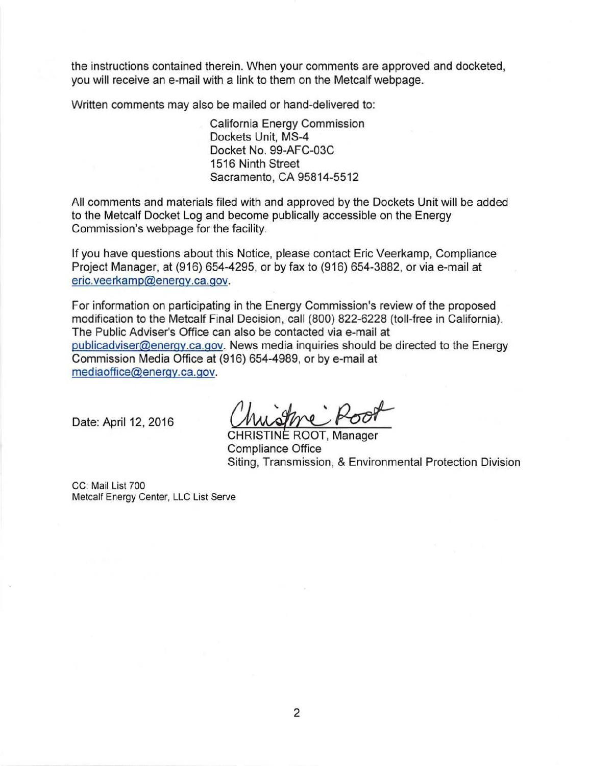the instructions contained therein. When your comments are approved and docketed, you will receive an e-mail with a link to them on the Metcalf webpage.

Written comments may also be mailed or hand-delivered to:

California Energy Commission
Dockets Unit, MS-4
Docket No. 99-AFC-03C
1516 Ninth Street
Sacramento, CA 95814-5512

All comments and materials filed with and approved by the Dockets Unit will be added to the Metcalf Docket Log and become publically accessible on the Energy Commission's webpage for the facility.

If you have questions about this Notice, please contact Eric Veerkamp, Compliance Project Manager, at (916) 654-4295, or by fax to (916) 654-3882, or via e-mail at eric.veerkamp@energy.ca.gov.

For information on participating in the Energy Commission's review of the proposed modification to the Metcalf Final Decision, call (800) 822-6228 (toll-free in California). The Public Adviser's Office can also be contacted via e-mail at publicadviser@energy.ca.gov. News media inquiries should be directed to the Energy Commission Media Office at (916) 654-4989, or by e-mail at mediaoffice@energy.ca.gov.

Date: April 12, 2016

Christine Root

CHRISTINE ROOT, Manager
Compliance Office
Siting, Transmission, & Environmental Protection Division

CC: Mail List 700
Metcalf Energy Center, LLC List Serve